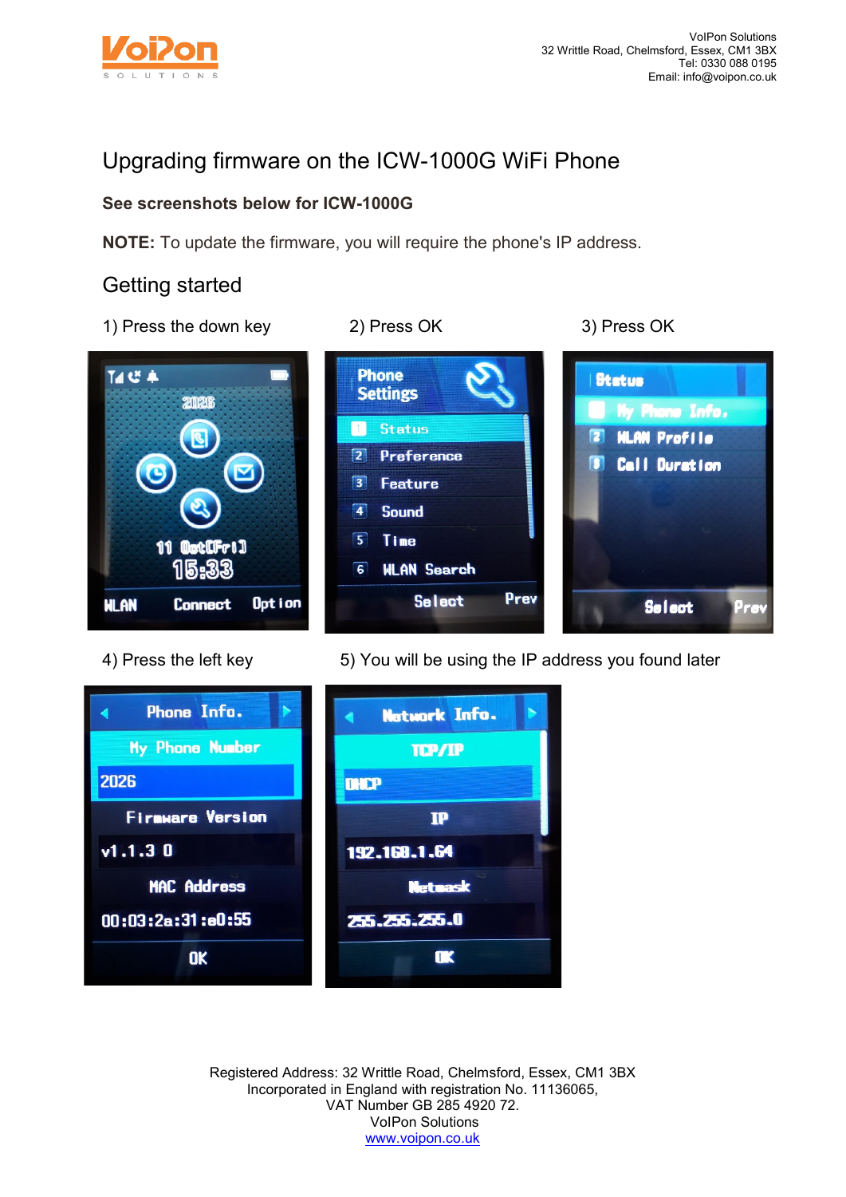VoIPon Solutions
32 Writtle Road, Chelmsford, Essex, CM1 3BX
Tel: 0330 088 0195
Email: info@voipon.co.uk

# Upgrading firmware on the ICW-1000G WiFi Phone

**See screenshots below for ICW-1000G**

**NOTE:** To update the firmware, you will require the phone's IP address.

## Getting started

1) Press the down key

2) Press OK

3) Press OK

4) Press the left key

5) You will be using the IP address you found later

Registered Address: 32 Writtle Road, Chelmsford, Essex, CM1 3BX
Incorporated in England with registration No. 11136065,
VAT Number GB 285 4920 72.
VoIPon Solutions
www.voipon.co.uk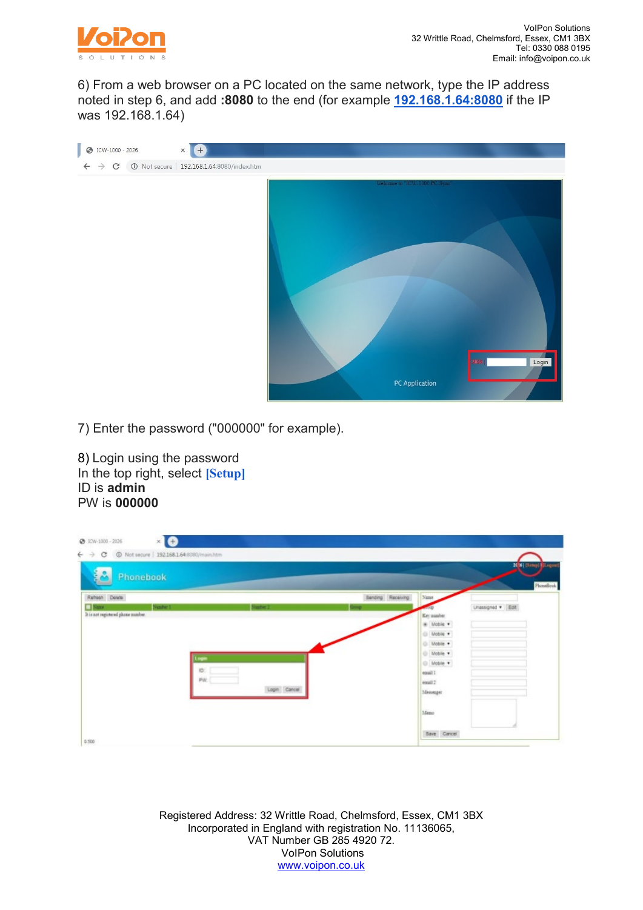6) From a web browser on a PC located on the same network, type the IP address noted in step 6, and add **:8080** to the end (for example **192.168.1.64:8080** if the IP was 192.168.1.64)

7) Enter the password ("000000" for example).

8) Login using the password

In the top right, select **[Setup]**

ID is **admin**

PW is **000000**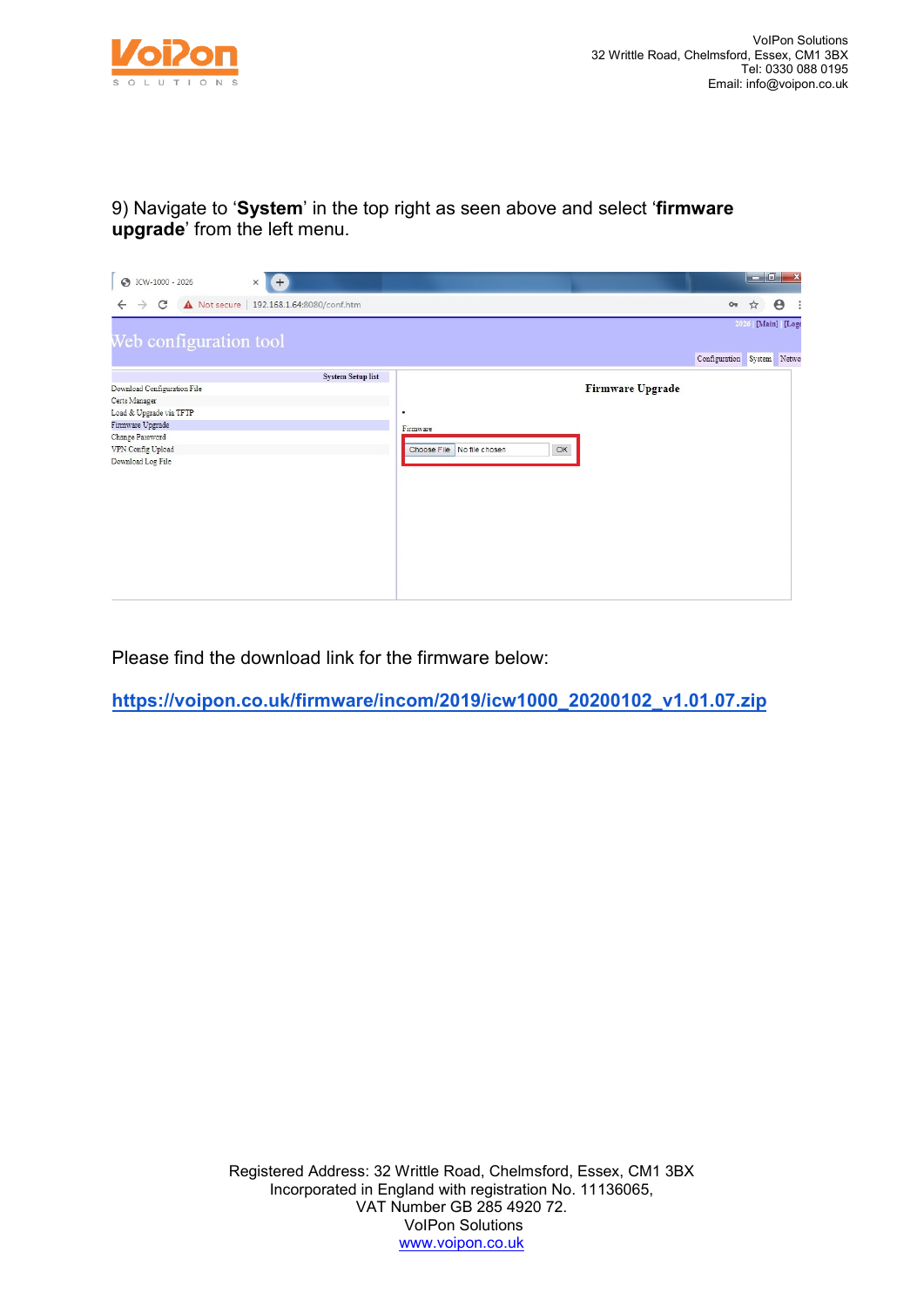9) Navigate to '**System**' in the top right as seen above and select '**firmware upgrade**' from the left menu.

Please find the download link for the firmware below:

**https://voipon.co.uk/firmware/incom/2019/icw1000_20200102_v1.01.07.zip**